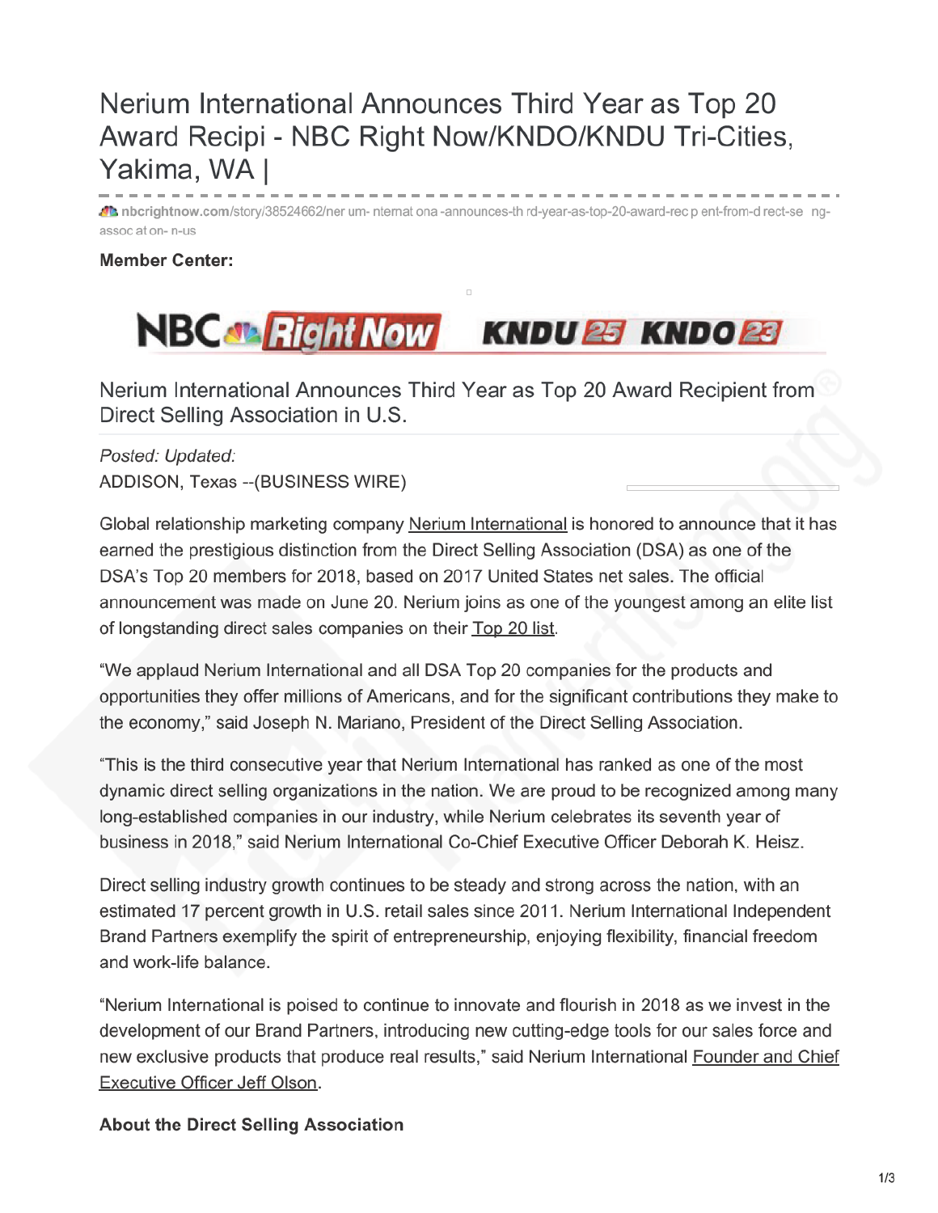# Nerium International Announces Third Year as Top 20 Award Recipi - NBC Right Now/KNDO/KNDU Tri-Cities, Yakima, WA |

nbcrightnow.com/story/38524662/ner um- nternat ona -announces-th rd-year-as-top-20-award-rec p ent-from-d rect-se ng-assoc at on- n-us

**Member Center:**

NBC Right Now KNDU 25 KNDO 23

## Nerium International Announces Third Year as Top 20 Award Recipient from Direct Selling Association in U.S.

*Posted: Updated:*

ADDISON, Texas --(BUSINESS WIRE)

Global relationship marketing company Nerium International is honored to announce that it has earned the prestigious distinction from the Direct Selling Association (DSA) as one of the DSA's Top 20 members for 2018, based on 2017 United States net sales. The official announcement was made on June 20. Nerium joins as one of the youngest among an elite list of longstanding direct sales companies on their Top 20 list.

"We applaud Nerium International and all DSA Top 20 companies for the products and opportunities they offer millions of Americans, and for the significant contributions they make to the economy," said Joseph N. Mariano, President of the Direct Selling Association.

"This is the third consecutive year that Nerium International has ranked as one of the most dynamic direct selling organizations in the nation. We are proud to be recognized among many long-established companies in our industry, while Nerium celebrates its seventh year of business in 2018," said Nerium International Co-Chief Executive Officer Deborah K. Heisz.

Direct selling industry growth continues to be steady and strong across the nation, with an estimated 17 percent growth in U.S. retail sales since 2011. Nerium International Independent Brand Partners exemplify the spirit of entrepreneurship, enjoying flexibility, financial freedom and work-life balance.

"Nerium International is poised to continue to innovate and flourish in 2018 as we invest in the development of our Brand Partners, introducing new cutting-edge tools for our sales force and new exclusive products that produce real results," said Nerium International Founder and Chief Executive Officer Jeff Olson.

**About the Direct Selling Association**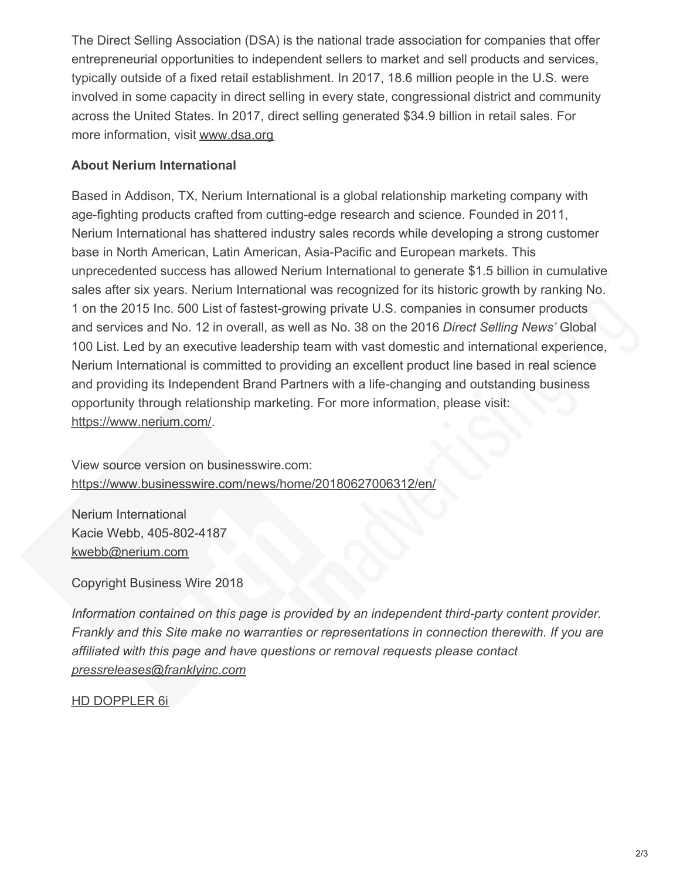The Direct Selling Association (DSA) is the national trade association for companies that offer entrepreneurial opportunities to independent sellers to market and sell products and services, typically outside of a fixed retail establishment. In 2017, 18.6 million people in the U.S. were involved in some capacity in direct selling in every state, congressional district and community across the United States. In 2017, direct selling generated $34.9 billion in retail sales. For more information, visit www.dsa.org

**About Nerium International**

Based in Addison, TX, Nerium International is a global relationship marketing company with age-fighting products crafted from cutting-edge research and science. Founded in 2011, Nerium International has shattered industry sales records while developing a strong customer base in North American, Latin American, Asia-Pacific and European markets. This unprecedented success has allowed Nerium International to generate $1.5 billion in cumulative sales after six years. Nerium International was recognized for its historic growth by ranking No. 1 on the 2015 Inc. 500 List of fastest-growing private U.S. companies in consumer products and services and No. 12 in overall, as well as No. 38 on the 2016 *Direct Selling News'* Global 100 List. Led by an executive leadership team with vast domestic and international experience, Nerium International is committed to providing an excellent product line based in real science and providing its Independent Brand Partners with a life-changing and outstanding business opportunity through relationship marketing. For more information, please visit: https://www.nerium.com/.

View source version on businesswire.com:
https://www.businesswire.com/news/home/20180627006312/en/

Nerium International
Kacie Webb, 405-802-4187
kwebb@nerium.com

Copyright Business Wire 2018

*Information contained on this page is provided by an independent third-party content provider. Frankly and this Site make no warranties or representations in connection therewith. If you are affiliated with this page and have questions or removal requests please contact pressreleases@franklyinc.com*

HD DOPPLER 6i